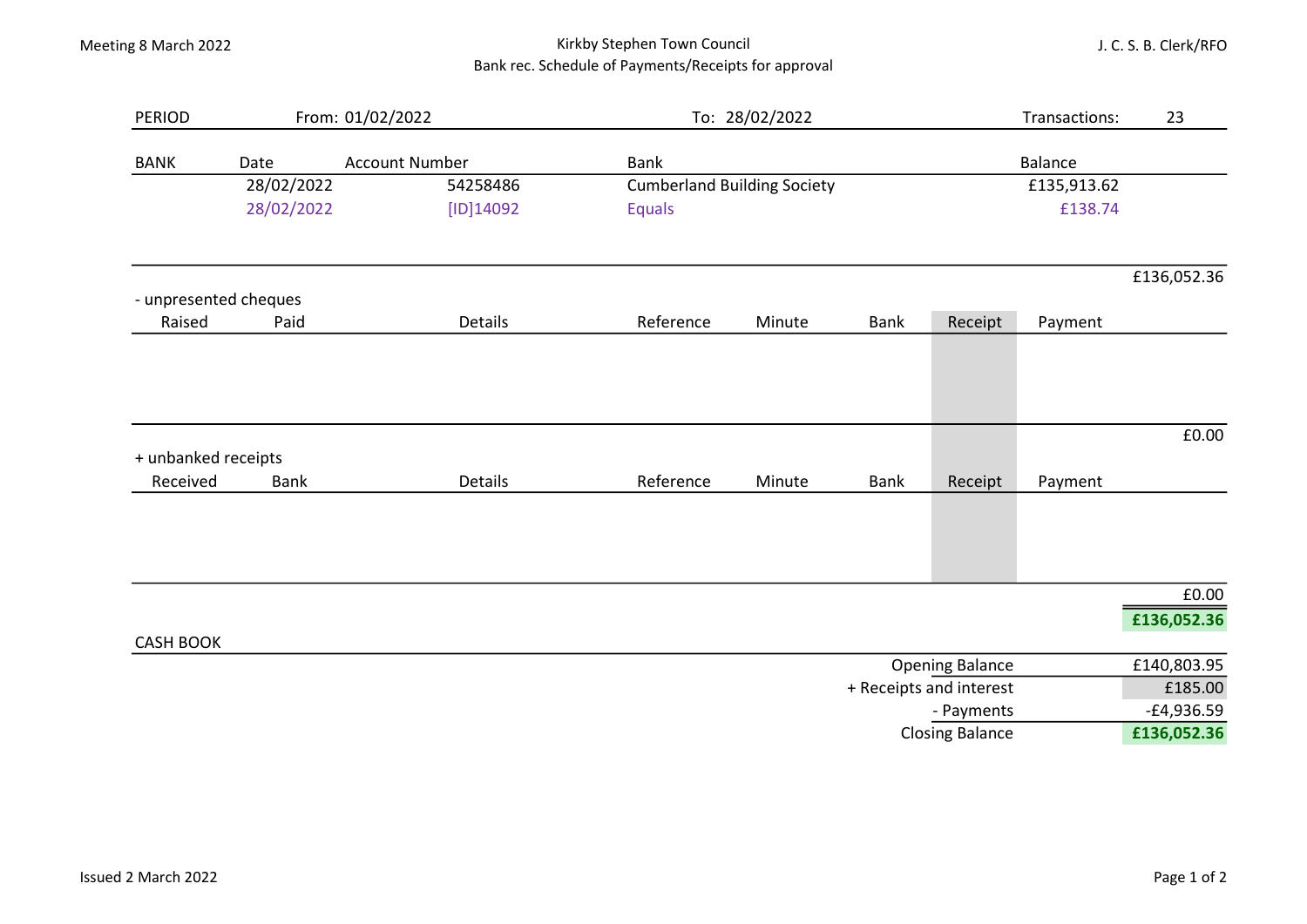Kirkby Stephen Town Council

Bank rec. Schedule of Payments/Receipts for approval

Meeting 8 March 2022

J. C. S. B. Clerk/RFO

| PERIOD | From: 01/02/2022 | To: 28/02/2022 | Transactions: | 23 |
|---|---|---|---|---|

| BANK | Date | Account Number | Bank | Balance | |
|---|---|---|---|---|---|
| | 28/02/2022 | 54258486 | Cumberland Building Society | £135,913.62 | |
| | 28/02/2022 | [ID]14092 | Equals | £138.74 | |
| | | | | | £136,052.36 |

- unpresented cheques

| Raised | Paid | Details | Reference | Minute | Bank | Receipt | Payment | |
|---|---|---|---|---|---|---|---|---|
| | | | | | | | | £0.00 |

+ unbanked receipts

| Received | Bank | Details | Reference | Minute | Bank | Receipt | Payment | |
|---|---|---|---|---|---|---|---|---|
| | | | | | | | | £0.00 |
| | | | | | | | | **£136,052.36** |

CASH BOOK

| | |
|---|---|
| Opening Balance | £140,803.95 |
| + Receipts and interest | £185.00 |
| - Payments | -£4,936.59 |
| Closing Balance | **£136,052.36** |

Issued 2 March 2022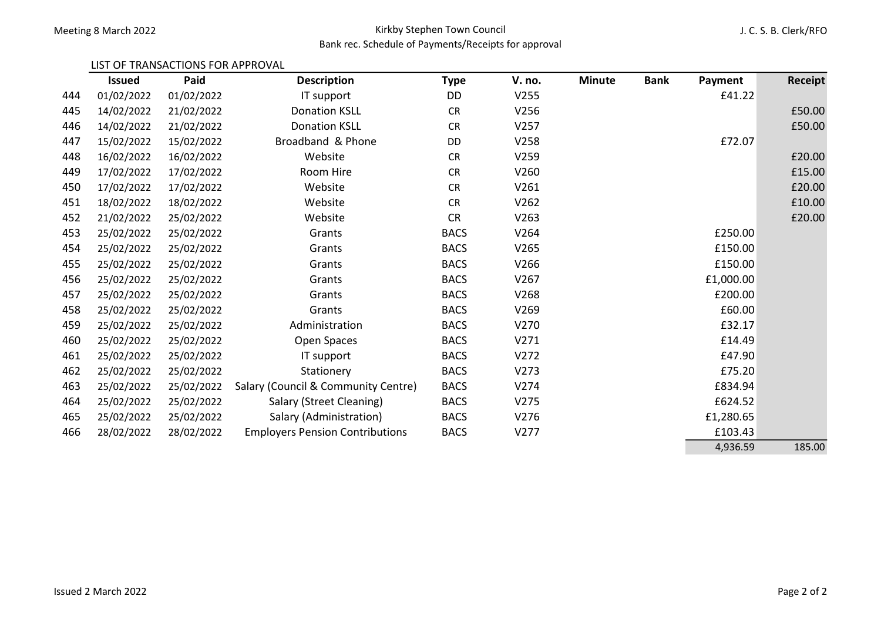Kirkby Stephen Town Council

Bank rec. Schedule of Payments/Receipts for approval

Meeting 8 March 2022

J. C. S. B. Clerk/RFO

LIST OF TRANSACTIONS FOR APPROVAL

| | Issued | Paid | Description | Type | V. no. | Minute | Bank | Payment | Receipt |
|---|---|---|---|---|---|---|---|---|---|
| 444 | 01/02/2022 | 01/02/2022 | IT support | DD | V255 | | | £41.22 | |
| 445 | 14/02/2022 | 21/02/2022 | Donation KSLL | CR | V256 | | | | £50.00 |
| 446 | 14/02/2022 | 21/02/2022 | Donation KSLL | CR | V257 | | | | £50.00 |
| 447 | 15/02/2022 | 15/02/2022 | Broadband & Phone | DD | V258 | | | £72.07 | |
| 448 | 16/02/2022 | 16/02/2022 | Website | CR | V259 | | | | £20.00 |
| 449 | 17/02/2022 | 17/02/2022 | Room Hire | CR | V260 | | | | £15.00 |
| 450 | 17/02/2022 | 17/02/2022 | Website | CR | V261 | | | | £20.00 |
| 451 | 18/02/2022 | 18/02/2022 | Website | CR | V262 | | | | £10.00 |
| 452 | 21/02/2022 | 25/02/2022 | Website | CR | V263 | | | | £20.00 |
| 453 | 25/02/2022 | 25/02/2022 | Grants | BACS | V264 | | | £250.00 | |
| 454 | 25/02/2022 | 25/02/2022 | Grants | BACS | V265 | | | £150.00 | |
| 455 | 25/02/2022 | 25/02/2022 | Grants | BACS | V266 | | | £150.00 | |
| 456 | 25/02/2022 | 25/02/2022 | Grants | BACS | V267 | | | £1,000.00 | |
| 457 | 25/02/2022 | 25/02/2022 | Grants | BACS | V268 | | | £200.00 | |
| 458 | 25/02/2022 | 25/02/2022 | Grants | BACS | V269 | | | £60.00 | |
| 459 | 25/02/2022 | 25/02/2022 | Administration | BACS | V270 | | | £32.17 | |
| 460 | 25/02/2022 | 25/02/2022 | Open Spaces | BACS | V271 | | | £14.49 | |
| 461 | 25/02/2022 | 25/02/2022 | IT support | BACS | V272 | | | £47.90 | |
| 462 | 25/02/2022 | 25/02/2022 | Stationery | BACS | V273 | | | £75.20 | |
| 463 | 25/02/2022 | 25/02/2022 | Salary (Council & Community Centre) | BACS | V274 | | | £834.94 | |
| 464 | 25/02/2022 | 25/02/2022 | Salary (Street Cleaning) | BACS | V275 | | | £624.52 | |
| 465 | 25/02/2022 | 25/02/2022 | Salary (Administration) | BACS | V276 | | | £1,280.65 | |
| 466 | 28/02/2022 | 28/02/2022 | Employers Pension Contributions | BACS | V277 | | | £103.43 | |
| | | | | | | | | 4,936.59 | 185.00 |

Issued 2 March 2022